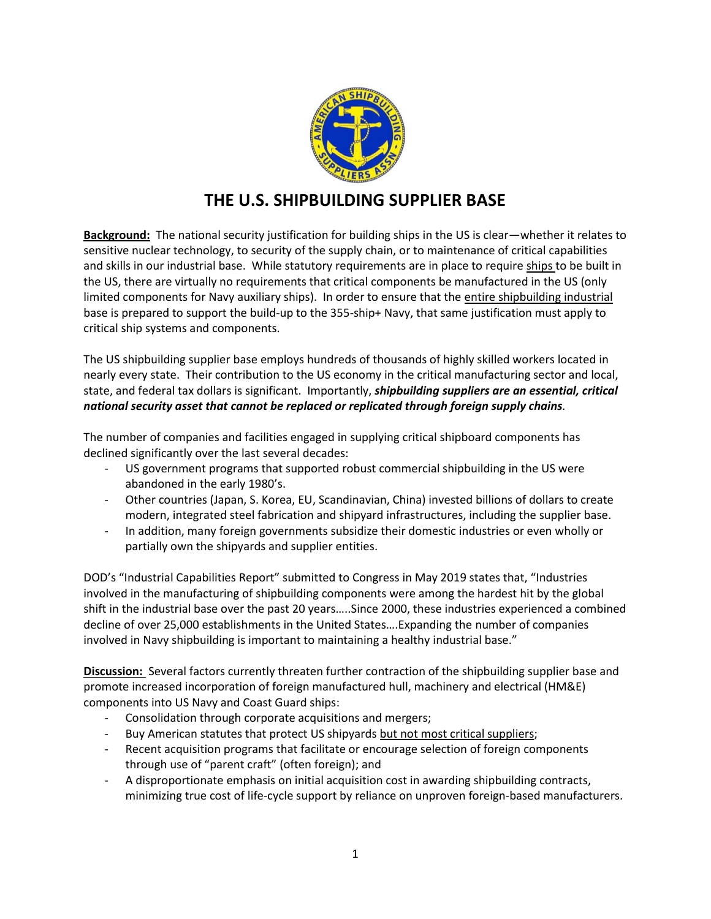# THE U.S. SHIPBUILDING SUPPLIER BASE

**Background:** The national security justification for building ships in the US is clear—whether it relates to sensitive nuclear technology, to security of the supply chain, or to maintenance of critical capabilities and skills in our industrial base. While statutory requirements are in place to require ships to be built in the US, there are virtually no requirements that critical components be manufactured in the US (only limited components for Navy auxiliary ships). In order to ensure that the entire shipbuilding industrial base is prepared to support the build-up to the 355-ship+ Navy, that same justification must apply to critical ship systems and components.

The US shipbuilding supplier base employs hundreds of thousands of highly skilled workers located in nearly every state. Their contribution to the US economy in the critical manufacturing sector and local, state, and federal tax dollars is significant. Importantly, ***shipbuilding suppliers are an essential, critical national security asset that cannot be replaced or replicated through foreign supply chains***.

The number of companies and facilities engaged in supplying critical shipboard components has declined significantly over the last several decades:

- US government programs that supported robust commercial shipbuilding in the US were abandoned in the early 1980's.
- Other countries (Japan, S. Korea, EU, Scandinavian, China) invested billions of dollars to create modern, integrated steel fabrication and shipyard infrastructures, including the supplier base.
- In addition, many foreign governments subsidize their domestic industries or even wholly or partially own the shipyards and supplier entities.

DOD's "Industrial Capabilities Report" submitted to Congress in May 2019 states that, "Industries involved in the manufacturing of shipbuilding components were among the hardest hit by the global shift in the industrial base over the past 20 years…..Since 2000, these industries experienced a combined decline of over 25,000 establishments in the United States….Expanding the number of companies involved in Navy shipbuilding is important to maintaining a healthy industrial base."

**Discussion:** Several factors currently threaten further contraction of the shipbuilding supplier base and promote increased incorporation of foreign manufactured hull, machinery and electrical (HM&E) components into US Navy and Coast Guard ships:

- Consolidation through corporate acquisitions and mergers;
- Buy American statutes that protect US shipyards but not most critical suppliers;
- Recent acquisition programs that facilitate or encourage selection of foreign components through use of "parent craft" (often foreign); and
- A disproportionate emphasis on initial acquisition cost in awarding shipbuilding contracts, minimizing true cost of life-cycle support by reliance on unproven foreign-based manufacturers.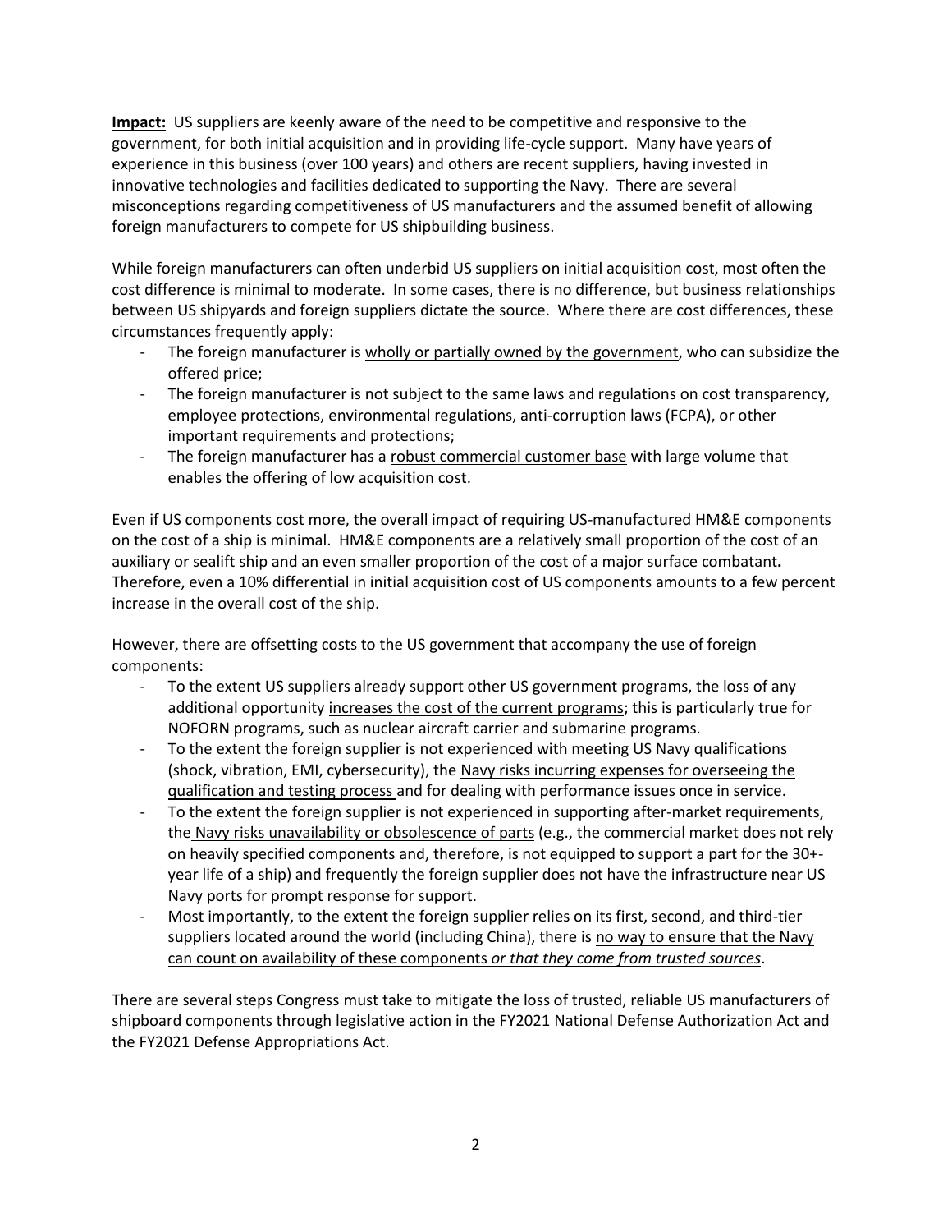**Impact:** US suppliers are keenly aware of the need to be competitive and responsive to the government, for both initial acquisition and in providing life-cycle support. Many have years of experience in this business (over 100 years) and others are recent suppliers, having invested in innovative technologies and facilities dedicated to supporting the Navy. There are several misconceptions regarding competitiveness of US manufacturers and the assumed benefit of allowing foreign manufacturers to compete for US shipbuilding business.

While foreign manufacturers can often underbid US suppliers on initial acquisition cost, most often the cost difference is minimal to moderate. In some cases, there is no difference, but business relationships between US shipyards and foreign suppliers dictate the source. Where there are cost differences, these circumstances frequently apply:

- The foreign manufacturer is <u>wholly or partially owned by the government</u>, who can subsidize the offered price;
- The foreign manufacturer is <u>not subject to the same laws and regulations</u> on cost transparency, employee protections, environmental regulations, anti-corruption laws (FCPA), or other important requirements and protections;
- The foreign manufacturer has a <u>robust commercial customer base</u> with large volume that enables the offering of low acquisition cost.

Even if US components cost more, the overall impact of requiring US-manufactured HM&E components on the cost of a ship is minimal. HM&E components are a relatively small proportion of the cost of an auxiliary or sealift ship and an even smaller proportion of the cost of a major surface combatant**.** Therefore, even a 10% differential in initial acquisition cost of US components amounts to a few percent increase in the overall cost of the ship.

However, there are offsetting costs to the US government that accompany the use of foreign components:

- To the extent US suppliers already support other US government programs, the loss of any additional opportunity <u>increases the cost of the current programs</u>; this is particularly true for NOFORN programs, such as nuclear aircraft carrier and submarine programs.
- To the extent the foreign supplier is not experienced with meeting US Navy qualifications (shock, vibration, EMI, cybersecurity), the <u>Navy risks incurring expenses for overseeing the qualification and testing process</u> and for dealing with performance issues once in service.
- To the extent the foreign supplier is not experienced in supporting after-market requirements, the <u>Navy risks unavailability or obsolescence of parts</u> (e.g., the commercial market does not rely on heavily specified components and, therefore, is not equipped to support a part for the 30+-year life of a ship) and frequently the foreign supplier does not have the infrastructure near US Navy ports for prompt response for support.
- Most importantly, to the extent the foreign supplier relies on its first, second, and third-tier suppliers located around the world (including China), there is <u>no way to ensure that the Navy can count on availability of these components *or that they come from trusted sources*</u>.

There are several steps Congress must take to mitigate the loss of trusted, reliable US manufacturers of shipboard components through legislative action in the FY2021 National Defense Authorization Act and the FY2021 Defense Appropriations Act.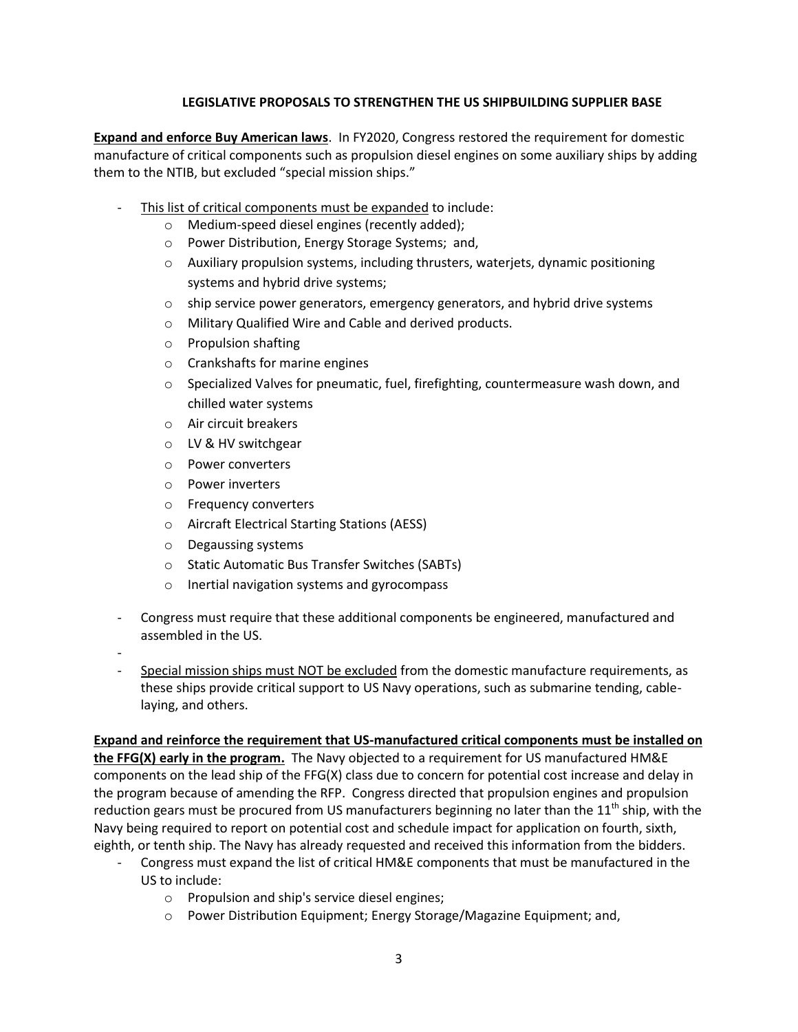**LEGISLATIVE PROPOSALS TO STRENGTHEN THE US SHIPBUILDING SUPPLIER BASE**

**Expand and enforce Buy American laws**. In FY2020, Congress restored the requirement for domestic manufacture of critical components such as propulsion diesel engines on some auxiliary ships by adding them to the NTIB, but excluded "special mission ships."

- This list of critical components must be expanded to include:
  - Medium-speed diesel engines (recently added);
  - Power Distribution, Energy Storage Systems; and,
  - Auxiliary propulsion systems, including thrusters, waterjets, dynamic positioning systems and hybrid drive systems;
  - ship service power generators, emergency generators, and hybrid drive systems
  - Military Qualified Wire and Cable and derived products.
  - Propulsion shafting
  - Crankshafts for marine engines
  - Specialized Valves for pneumatic, fuel, firefighting, countermeasure wash down, and chilled water systems
  - Air circuit breakers
  - LV & HV switchgear
  - Power converters
  - Power inverters
  - Frequency converters
  - Aircraft Electrical Starting Stations (AESS)
  - Degaussing systems
  - Static Automatic Bus Transfer Switches (SABTs)
  - Inertial navigation systems and gyrocompass
- Congress must require that these additional components be engineered, manufactured and assembled in the US.
- Special mission ships must NOT be excluded from the domestic manufacture requirements, as these ships provide critical support to US Navy operations, such as submarine tending, cable-laying, and others.

**Expand and reinforce the requirement that US-manufactured critical components must be installed on the FFG(X) early in the program.** The Navy objected to a requirement for US manufactured HM&E components on the lead ship of the FFG(X) class due to concern for potential cost increase and delay in the program because of amending the RFP. Congress directed that propulsion engines and propulsion reduction gears must be procured from US manufacturers beginning no later than the 11th ship, with the Navy being required to report on potential cost and schedule impact for application on fourth, sixth, eighth, or tenth ship. The Navy has already requested and received this information from the bidders.

- Congress must expand the list of critical HM&E components that must be manufactured in the US to include:
  - Propulsion and ship's service diesel engines;
  - Power Distribution Equipment; Energy Storage/Magazine Equipment; and,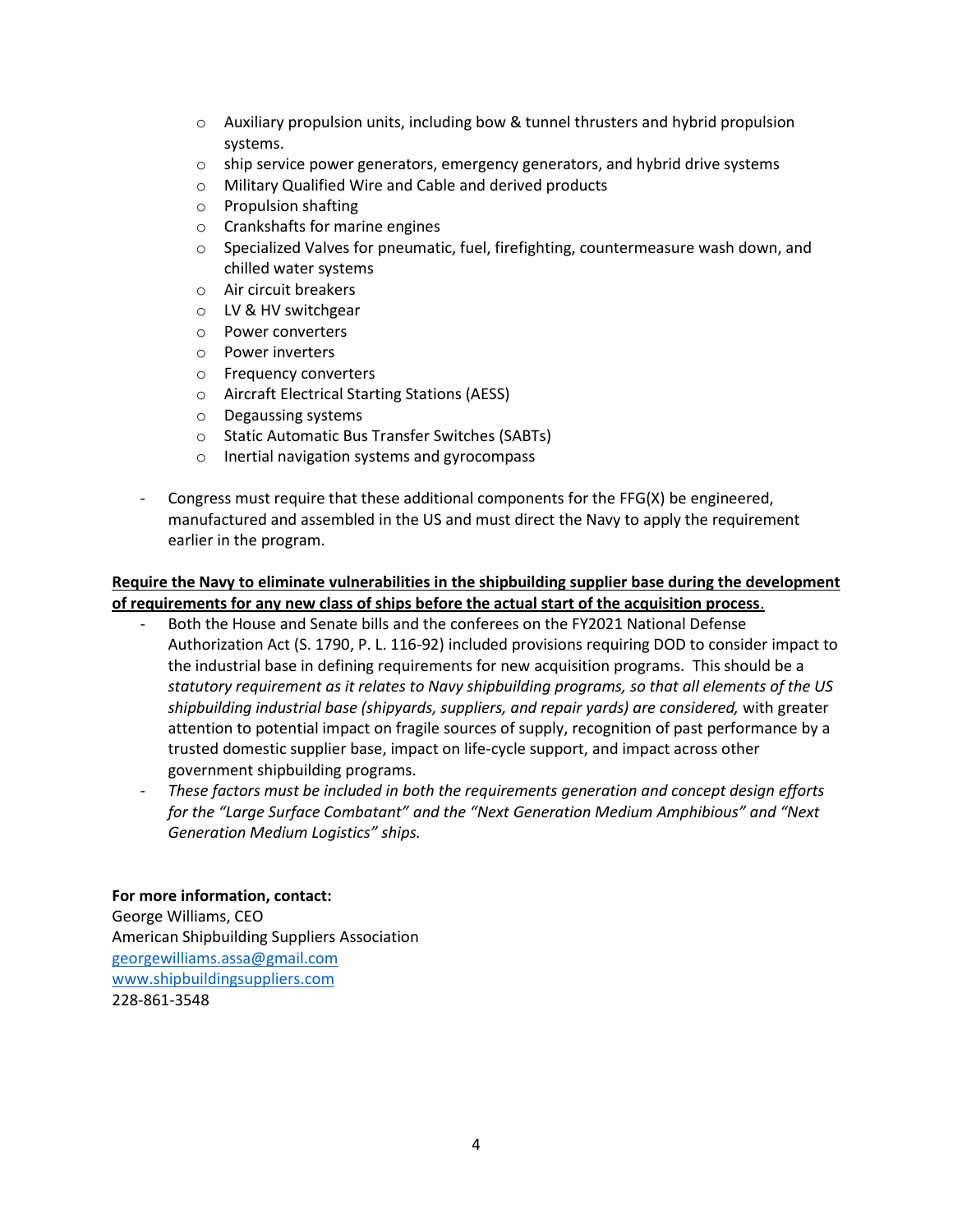- Auxiliary propulsion units, including bow & tunnel thrusters and hybrid propulsion systems.
- ship service power generators, emergency generators, and hybrid drive systems
- Military Qualified Wire and Cable and derived products
- Propulsion shafting
- Crankshafts for marine engines
- Specialized Valves for pneumatic, fuel, firefighting, countermeasure wash down, and chilled water systems
- Air circuit breakers
- LV & HV switchgear
- Power converters
- Power inverters
- Frequency converters
- Aircraft Electrical Starting Stations (AESS)
- Degaussing systems
- Static Automatic Bus Transfer Switches (SABTs)
- Inertial navigation systems and gyrocompass

- Congress must require that these additional components for the FFG(X) be engineered, manufactured and assembled in the US and must direct the Navy to apply the requirement earlier in the program.

**<u>Require the Navy to eliminate vulnerabilities in the shipbuilding supplier base during the development of requirements for any new class of ships before the actual start of the acquisition process</u>**.

- Both the House and Senate bills and the conferees on the FY2021 National Defense Authorization Act (S. 1790, P. L. 116-92) included provisions requiring DOD to consider impact to the industrial base in defining requirements for new acquisition programs. This should be a *statutory requirement as it relates to Navy shipbuilding programs, so that all elements of the US shipbuilding industrial base (shipyards, suppliers, and repair yards) are considered,* with greater attention to potential impact on fragile sources of supply, recognition of past performance by a trusted domestic supplier base, impact on life-cycle support, and impact across other government shipbuilding programs.
- *These factors must be included in both the requirements generation and concept design efforts for the "Large Surface Combatant" and the "Next Generation Medium Amphibious" and "Next Generation Medium Logistics" ships.*

**For more information, contact:**
George Williams, CEO
American Shipbuilding Suppliers Association
georgewilliams.assa@gmail.com
www.shipbuildingsuppliers.com
228-861-3548